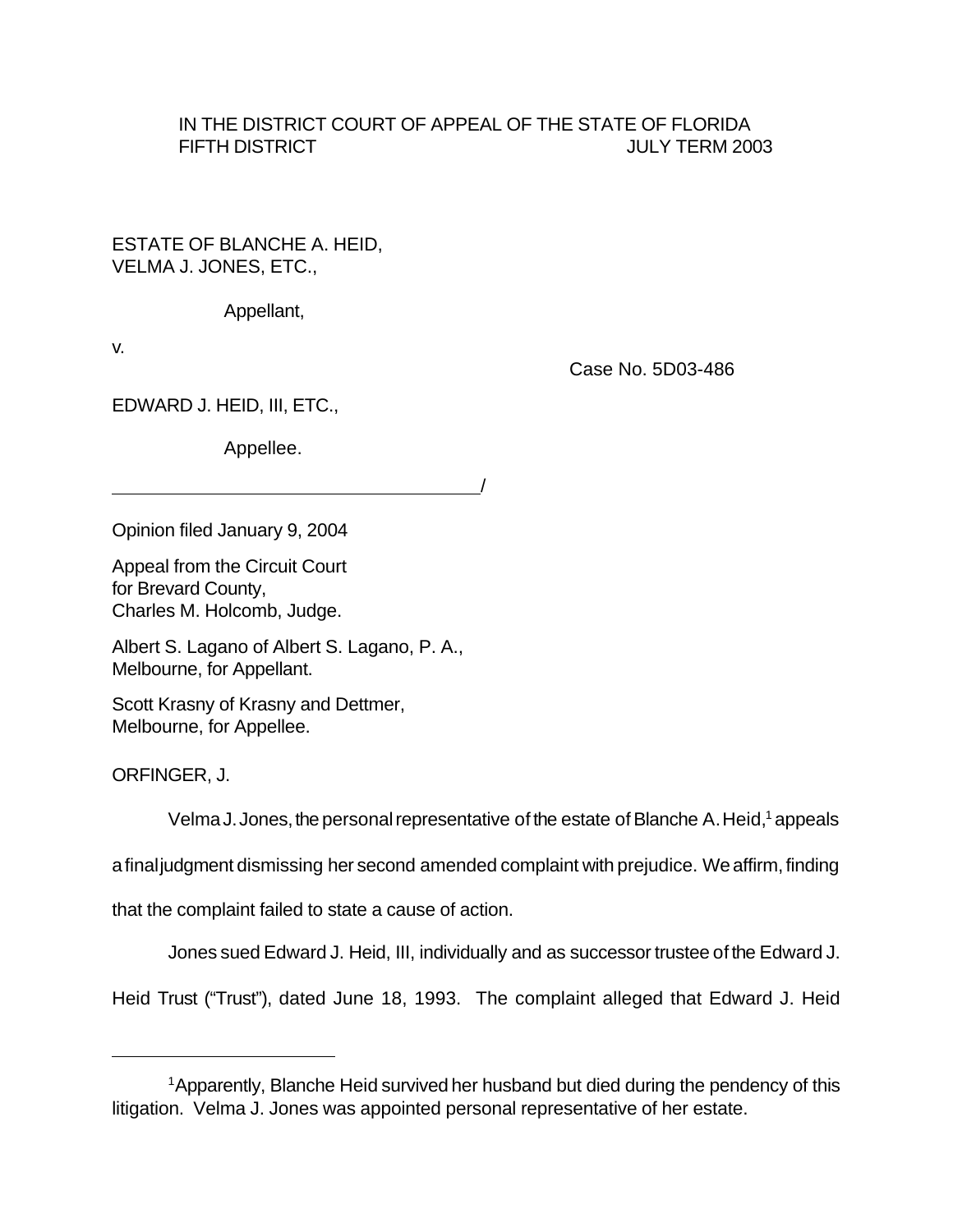IN THE DISTRICT COURT OF APPEAL OF THE STATE OF FLORIDA
FIFTH DISTRICT JULY TERM 2003

ESTATE OF BLANCHE A. HEID,
VELMA J. JONES, ETC.,

Appellant,

v.

Case No. 5D03-486

EDWARD J. HEID, III, ETC.,

Appellee.

________________________________/

Opinion filed January 9, 2004

Appeal from the Circuit Court
for Brevard County,
Charles M. Holcomb, Judge.

Albert S. Lagano of Albert S. Lagano, P. A.,
Melbourne, for Appellant.

Scott Krasny of Krasny and Dettmer,
Melbourne, for Appellee.

ORFINGER, J.

Velma J. Jones, the personal representative of the estate of Blanche A. Heid,[1] appeals a final judgment dismissing her second amended complaint with prejudice. We affirm, finding that the complaint failed to state a cause of action.

Jones sued Edward J. Heid, III, individually and as successor trustee of the Edward J. Heid Trust ("Trust"), dated June 18, 1993. The complaint alleged that Edward J. Heid

---

[1] Apparently, Blanche Heid survived her husband but died during the pendency of this litigation. Velma J. Jones was appointed personal representative of her estate.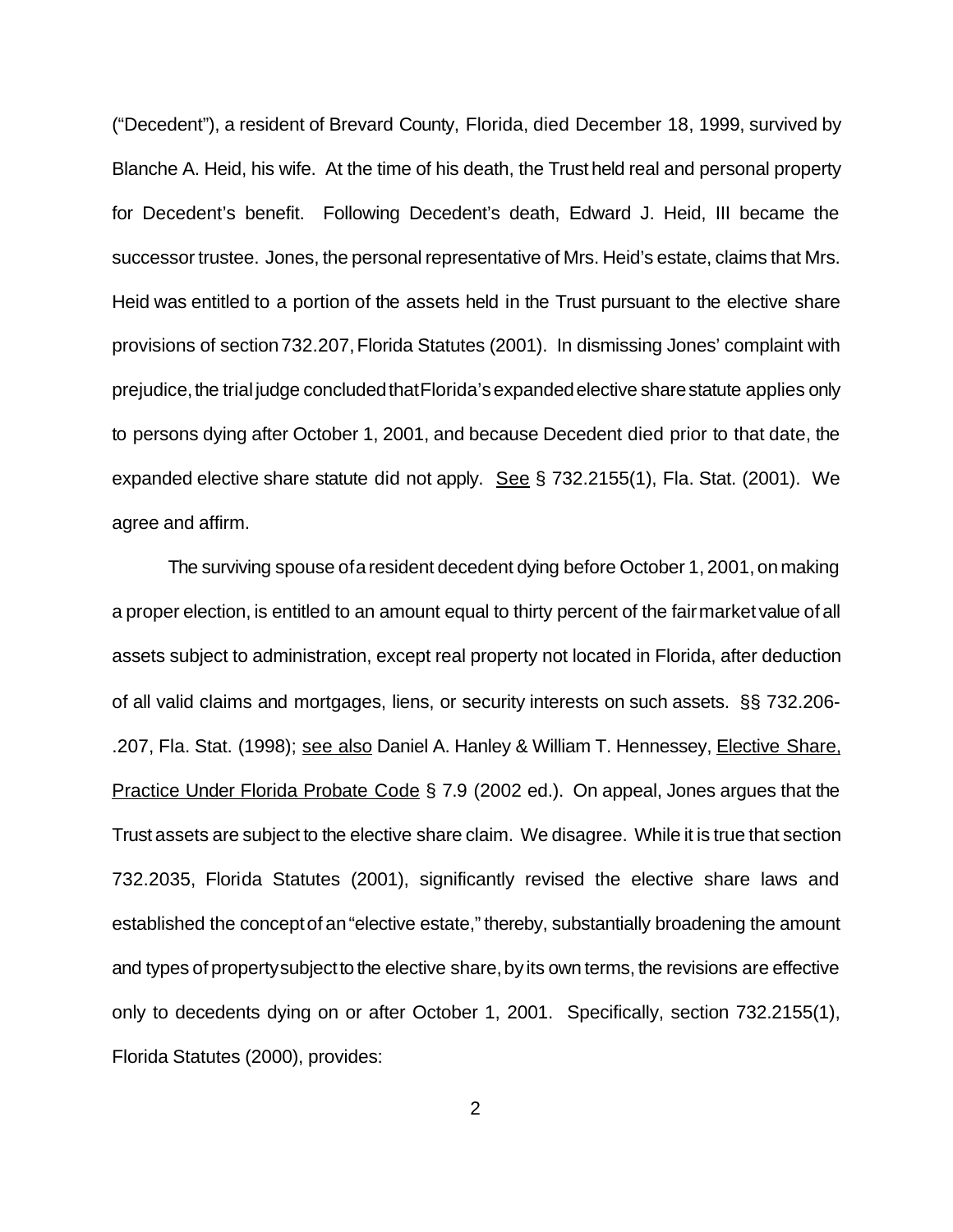("Decedent"), a resident of Brevard County, Florida, died December 18, 1999, survived by Blanche A. Heid, his wife. At the time of his death, the Trust held real and personal property for Decedent's benefit. Following Decedent's death, Edward J. Heid, III became the successor trustee. Jones, the personal representative of Mrs. Heid's estate, claims that Mrs. Heid was entitled to a portion of the assets held in the Trust pursuant to the elective share provisions of section 732.207, Florida Statutes (2001). In dismissing Jones' complaint with prejudice, the trial judge concluded that Florida's expanded elective share statute applies only to persons dying after October 1, 2001, and because Decedent died prior to that date, the expanded elective share statute did not apply. See § 732.2155(1), Fla. Stat. (2001). We agree and affirm.

The surviving spouse of a resident decedent dying before October 1, 2001, on making a proper election, is entitled to an amount equal to thirty percent of the fair market value of all assets subject to administration, except real property not located in Florida, after deduction of all valid claims and mortgages, liens, or security interests on such assets. §§ 732.206-.207, Fla. Stat. (1998); see also Daniel A. Hanley & William T. Hennessey, Elective Share, Practice Under Florida Probate Code § 7.9 (2002 ed.). On appeal, Jones argues that the Trust assets are subject to the elective share claim. We disagree. While it is true that section 732.2035, Florida Statutes (2001), significantly revised the elective share laws and established the concept of an "elective estate," thereby, substantially broadening the amount and types of property subject to the elective share, by its own terms, the revisions are effective only to decedents dying on or after October 1, 2001. Specifically, section 732.2155(1), Florida Statutes (2000), provides: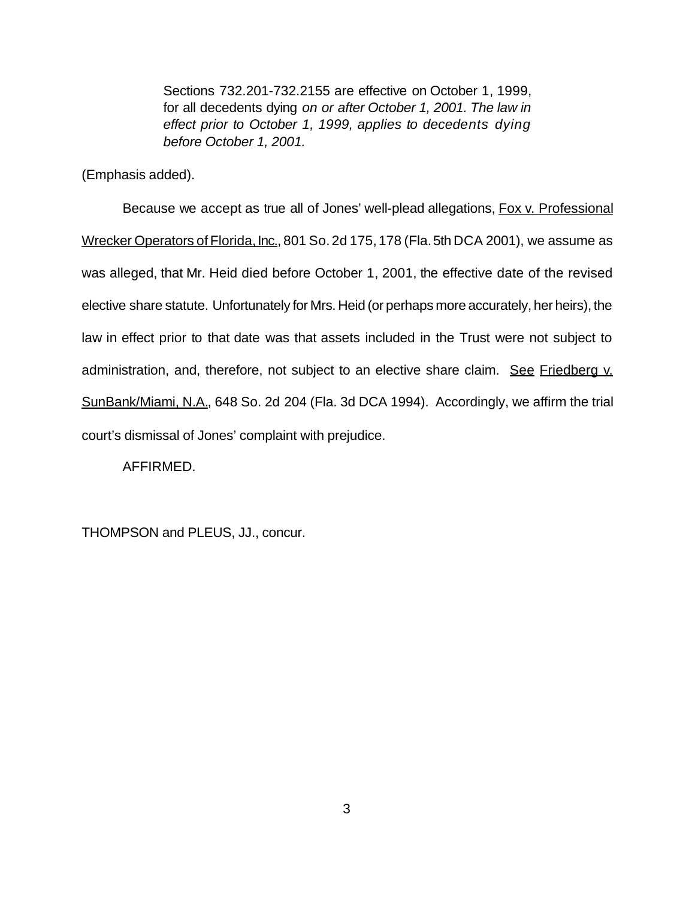> Sections 732.201-732.2155 are effective on October 1, 1999, for all decedents dying *on or after October 1, 2001. The law in effect prior to October 1, 1999, applies to decedents dying before October 1, 2001.*

(Emphasis added).

Because we accept as true all of Jones' well-plead allegations, Fox v. Professional Wrecker Operators of Florida, Inc., 801 So. 2d 175, 178 (Fla. 5th DCA 2001), we assume as was alleged, that Mr. Heid died before October 1, 2001, the effective date of the revised elective share statute. Unfortunately for Mrs. Heid (or perhaps more accurately, her heirs), the law in effect prior to that date was that assets included in the Trust were not subject to administration, and, therefore, not subject to an elective share claim. See Friedberg v. SunBank/Miami, N.A., 648 So. 2d 204 (Fla. 3d DCA 1994). Accordingly, we affirm the trial court's dismissal of Jones' complaint with prejudice.

AFFIRMED.

THOMPSON and PLEUS, JJ., concur.